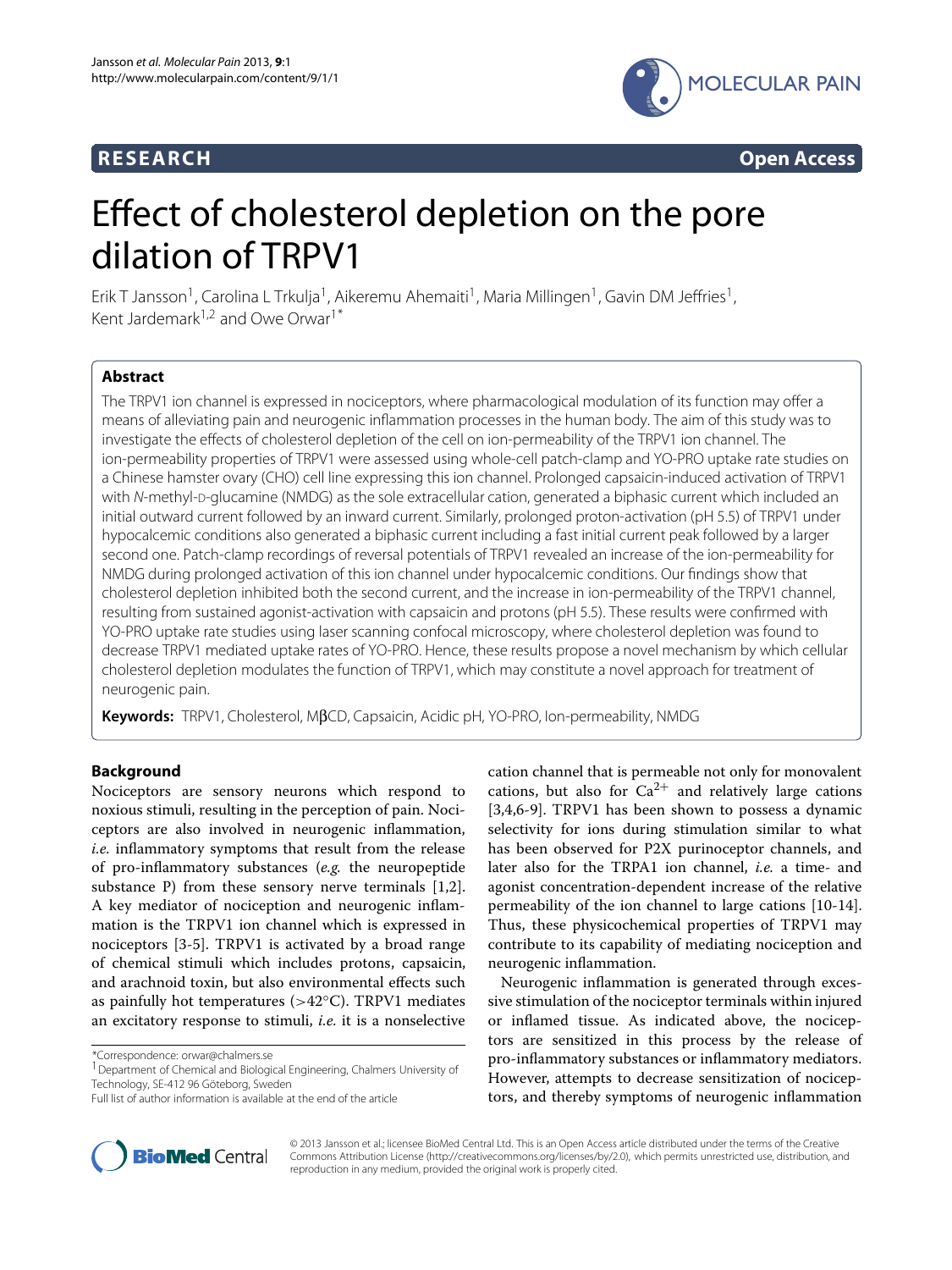RESEARCH **Open Access**

# Effect of cholesterol depletion on the pore dilation of TRPV1

Erik T Jansson[1], Carolina L Trkulja[1], Aikeremu Ahemaiti[1], Maria Millingen[1], Gavin DM Jeffries[1], Kent Jardemark[1,2] and Owe Orwar[1*]

## Abstract

The TRPV1 ion channel is expressed in nociceptors, where pharmacological modulation of its function may offer a means of alleviating pain and neurogenic inflammation processes in the human body. The aim of this study was to investigate the effects of cholesterol depletion of the cell on ion-permeability of the TRPV1 ion channel. The ion-permeability properties of TRPV1 were assessed using whole-cell patch-clamp and YO-PRO uptake rate studies on a Chinese hamster ovary (CHO) cell line expressing this ion channel. Prolonged capsaicin-induced activation of TRPV1 with *N*-methyl-D-glucamine (NMDG) as the sole extracellular cation, generated a biphasic current which included an initial outward current followed by an inward current. Similarly, prolonged proton-activation (pH 5.5) of TRPV1 under hypocalcemic conditions also generated a biphasic current including a fast initial current peak followed by a larger second one. Patch-clamp recordings of reversal potentials of TRPV1 revealed an increase of the ion-permeability for NMDG during prolonged activation of this ion channel under hypocalcemic conditions. Our findings show that cholesterol depletion inhibited both the second current, and the increase in ion-permeability of the TRPV1 channel, resulting from sustained agonist-activation with capsaicin and protons (pH 5.5). These results were confirmed with YO-PRO uptake rate studies using laser scanning confocal microscopy, where cholesterol depletion was found to decrease TRPV1 mediated uptake rates of YO-PRO. Hence, these results propose a novel mechanism by which cellular cholesterol depletion modulates the function of TRPV1, which may constitute a novel approach for treatment of neurogenic pain.

**Keywords:** TRPV1, Cholesterol, MβCD, Capsaicin, Acidic pH, YO-PRO, Ion-permeability, NMDG

## Background

Nociceptors are sensory neurons which respond to noxious stimuli, resulting in the perception of pain. Nociceptors are also involved in neurogenic inflammation, *i.e.* inflammatory symptoms that result from the release of pro-inflammatory substances (*e.g.* the neuropeptide substance P) from these sensory nerve terminals [1,2]. A key mediator of nociception and neurogenic inflammation is the TRPV1 ion channel which is expressed in nociceptors [3-5]. TRPV1 is activated by a broad range of chemical stimuli which includes protons, capsaicin, and arachnoid toxin, but also environmental effects such as painfully hot temperatures (>42°C). TRPV1 mediates an excitatory response to stimuli, *i.e.* it is a nonselective cation channel that is permeable not only for monovalent cations, but also for $Ca^{2+}$ and relatively large cations [3,4,6-9]. TRPV1 has been shown to possess a dynamic selectivity for ions during stimulation similar to what has been observed for P2X purinoceptor channels, and later also for the TRPA1 ion channel, *i.e.* a time- and agonist concentration-dependent increase of the relative permeability of the ion channel to large cations [10-14]. Thus, these physicochemical properties of TRPV1 may contribute to its capability of mediating nociception and neurogenic inflammation.

Neurogenic inflammation is generated through excessive stimulation of the nociceptor terminals within injured or inflamed tissue. As indicated above, the nociceptors are sensitized in this process by the release of pro-inflammatory substances or inflammatory mediators. However, attempts to decrease sensitization of nociceptors, and thereby symptoms of neurogenic inflammation

*Correspondence: orwar@chalmers.se
[1]Department of Chemical and Biological Engineering, Chalmers University of Technology, SE-412 96 Göteborg, Sweden
Full list of author information is available at the end of the article

© 2013 Jansson et al.; licensee BioMed Central Ltd. This is an Open Access article distributed under the terms of the Creative Commons Attribution License (http://creativecommons.org/licenses/by/2.0), which permits unrestricted use, distribution, and reproduction in any medium, provided the original work is properly cited.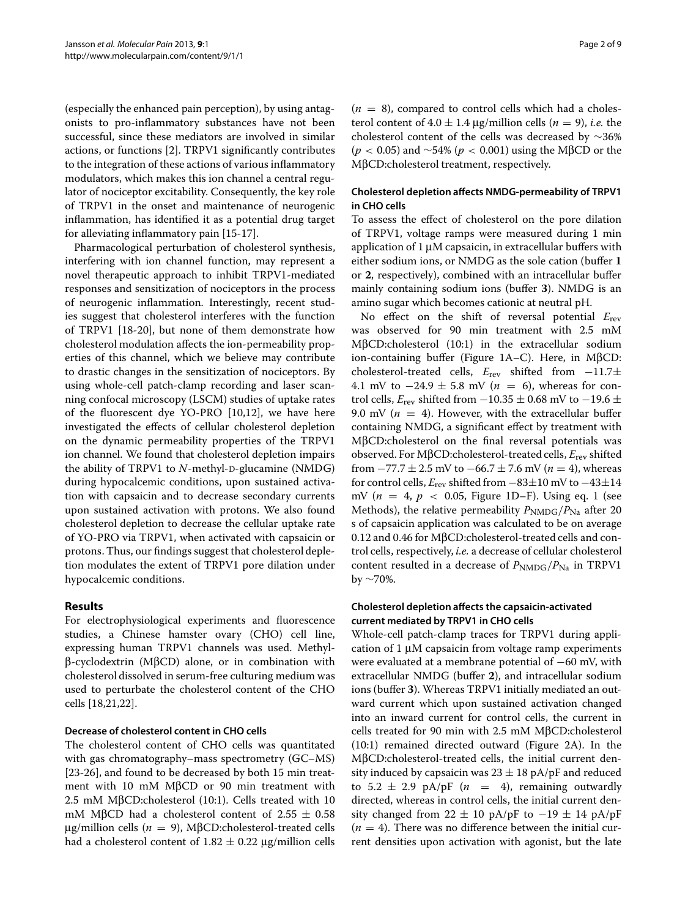(especially the enhanced pain perception), by using antagonists to pro-inflammatory substances have not been successful, since these mediators are involved in similar actions, or functions [2]. TRPV1 significantly contributes to the integration of these actions of various inflammatory modulators, which makes this ion channel a central regulator of nociceptor excitability. Consequently, the key role of TRPV1 in the onset and maintenance of neurogenic inflammation, has identified it as a potential drug target for alleviating inflammatory pain [15-17].

Pharmacological perturbation of cholesterol synthesis, interfering with ion channel function, may represent a novel therapeutic approach to inhibit TRPV1-mediated responses and sensitization of nociceptors in the process of neurogenic inflammation. Interestingly, recent studies suggest that cholesterol interferes with the function of TRPV1 [18-20], but none of them demonstrate how cholesterol modulation affects the ion-permeability properties of this channel, which we believe may contribute to drastic changes in the sensitization of nociceptors. By using whole-cell patch-clamp recording and laser scanning confocal microscopy (LSCM) studies of uptake rates of the fluorescent dye YO-PRO [10,12], we have here investigated the effects of cellular cholesterol depletion on the dynamic permeability properties of the TRPV1 ion channel. We found that cholesterol depletion impairs the ability of TRPV1 to *N*-methyl-D-glucamine (NMDG) during hypocalcemic conditions, upon sustained activation with capsaicin and to decrease secondary currents upon sustained activation with protons. We also found cholesterol depletion to decrease the cellular uptake rate of YO-PRO via TRPV1, when activated with capsaicin or protons. Thus, our findings suggest that cholesterol depletion modulates the extent of TRPV1 pore dilation under hypocalcemic conditions.

## Results

For electrophysiological experiments and fluorescence studies, a Chinese hamster ovary (CHO) cell line, expressing human TRPV1 channels was used. Methyl-β-cyclodextrin (MβCD) alone, or in combination with cholesterol dissolved in serum-free culturing medium was used to perturbate the cholesterol content of the CHO cells [18,21,22].

### Decrease of cholesterol content in CHO cells

The cholesterol content of CHO cells was quantitated with gas chromatography–mass spectrometry (GC–MS) [23-26], and found to be decreased by both 15 min treatment with 10 mM MβCD or 90 min treatment with 2.5 mM MβCD:cholesterol (10:1). Cells treated with 10 mM MβCD had a cholesterol content of $2.55 \pm 0.58$ μg/million cells ($n = 9$), MβCD:cholesterol-treated cells had a cholesterol content of $1.82 \pm 0.22$ μg/million cells ($n = 8$), compared to control cells which had a cholesterol content of $4.0 \pm 1.4$ μg/million cells ($n = 9$), *i.e.* the cholesterol content of the cells was decreased by ~36% ($p < 0.05$) and ~54% ($p < 0.001$) using the MβCD or the MβCD:cholesterol treatment, respectively.

### Cholesterol depletion affects NMDG-permeability of TRPV1 in CHO cells

To assess the effect of cholesterol on the pore dilation of TRPV1, voltage ramps were measured during 1 min application of 1 μM capsaicin, in extracellular buffers with either sodium ions, or NMDG as the sole cation (buffer **1** or **2**, respectively), combined with an intracellular buffer mainly containing sodium ions (buffer **3**). NMDG is an amino sugar which becomes cationic at neutral pH.

No effect on the shift of reversal potential $E_{\mathrm{rev}}$ was observed for 90 min treatment with 2.5 mM MβCD:cholesterol (10:1) in the extracellular sodium ion-containing buffer (Figure 1A–C). Here, in MβCD: cholesterol-treated cells, $E_{\mathrm{rev}}$ shifted from $-11.7 \pm 4.1$ mV to $-24.9 \pm 5.8$ mV ($n = 6$), whereas for control cells, $E_{\mathrm{rev}}$ shifted from $-10.35 \pm 0.68$ mV to $-19.6 \pm 9.0$ mV ($n = 4$). However, with the extracellular buffer containing NMDG, a significant effect by treatment with MβCD:cholesterol on the final reversal potentials was observed. For MβCD:cholesterol-treated cells, $E_{\mathrm{rev}}$ shifted from $-77.7 \pm 2.5$ mV to $-66.7 \pm 7.6$ mV ($n = 4$), whereas for control cells, $E_{\mathrm{rev}}$ shifted from $-83 \pm 10$ mV to $-43 \pm 14$ mV ($n = 4$, $p < 0.05$, Figure 1D–F). Using eq. 1 (see Methods), the relative permeability $P_{\mathrm{NMDG}}/P_{\mathrm{Na}}$ after 20 s of capsaicin application was calculated to be on average 0.12 and 0.46 for MβCD:cholesterol-treated cells and control cells, respectively, *i.e.* a decrease of cellular cholesterol content resulted in a decrease of $P_{\mathrm{NMDG}}/P_{\mathrm{Na}}$ in TRPV1 by ~70%.

### Cholesterol depletion affects the capsaicin-activated current mediated by TRPV1 in CHO cells

Whole-cell patch-clamp traces for TRPV1 during application of 1 μM capsaicin from voltage ramp experiments were evaluated at a membrane potential of −60 mV, with extracellular NMDG (buffer **2**), and intracellular sodium ions (buffer **3**). Whereas TRPV1 initially mediated an outward current which upon sustained activation changed into an inward current for control cells, the current in cells treated for 90 min with 2.5 mM MβCD:cholesterol (10:1) remained directed outward (Figure 2A). In the MβCD:cholesterol-treated cells, the initial current density induced by capsaicin was $23 \pm 18$ pA/pF and reduced to $5.2 \pm 2.9$ pA/pF ($n = 4$), remaining outwardly directed, whereas in control cells, the initial current density changed from $22 \pm 10$ pA/pF to $-19 \pm 14$ pA/pF ($n = 4$). There was no difference between the initial current densities upon activation with agonist, but the late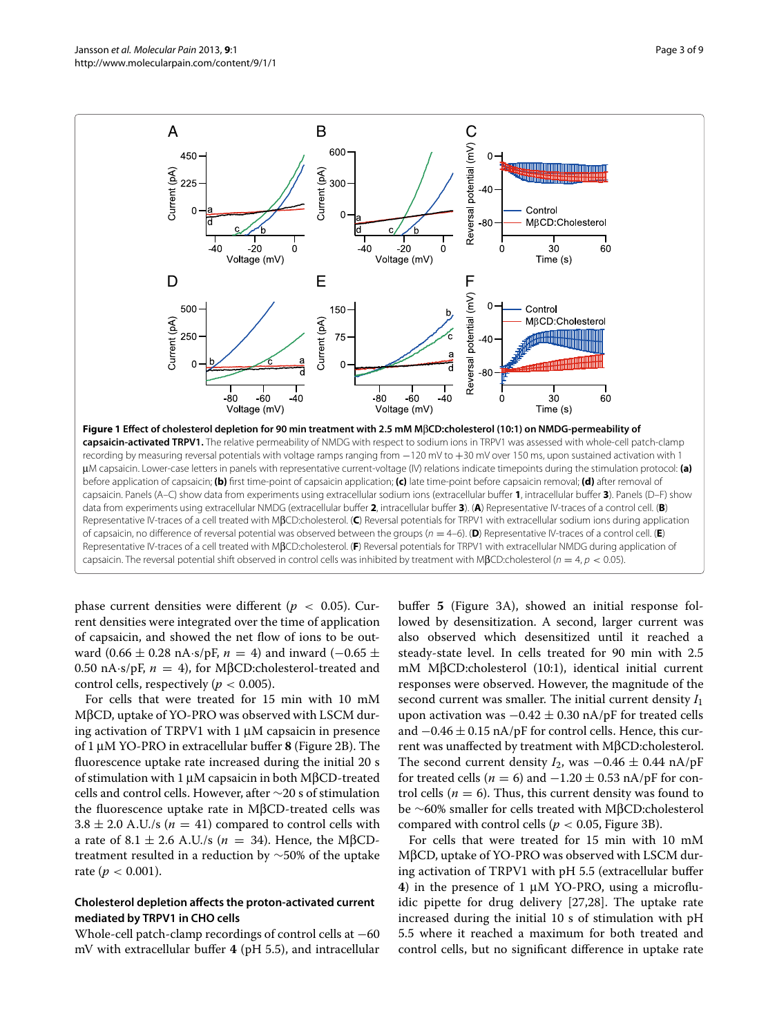A

450

225

0

Current (pA)

a

d

c

b

-40

-20

0

Voltage (mV)

B

600

300

0

Current (pA)

a

d

c

b

-40

-20

0

Voltage (mV)

C

0

-40

-80

Reversal potential (mV)

Control

MβCD:Cholesterol

0

30

60

Time (s)

D

500

250

0

Current (pA)

b

c

a

d

-80

-60

-40

Voltage (mV)

E

150

75

0

Current (pA)

b

c

a

d

-80

-60

-40

Voltage (mV)

F

0

-40

-80

Reversal potential (mV)

Control

MβCD:Cholesterol

0

30

60

Time (s)

**Figure 1 Effect of cholesterol depletion for 90 min treatment with 2.5 mM MβCD:cholesterol (10:1) on NMDG-permeability of capsaicin-activated TRPV1.** The relative permeability of NMDG with respect to sodium ions in TRPV1 was assessed with whole-cell patch-clamp recording by measuring reversal potentials with voltage ramps ranging from −120 mV to +30 mV over 150 ms, upon sustained activation with 1 μM capsaicin. Lower-case letters in panels with representative current-voltage (IV) relations indicate timepoints during the stimulation protocol: **(a)** before application of capsaicin; **(b)** first time-point of capsaicin application; **(c)** late time-point before capsaicin removal; **(d)** after removal of capsaicin. Panels (A–C) show data from experiments using extracellular sodium ions (extracellular buffer **1**, intracellular buffer **3**). Panels (D–F) show data from experiments using extracellular NMDG (extracellular buffer **2**, intracellular buffer **3**). (**A**) Representative IV-traces of a control cell. (**B**) Representative IV-traces of a cell treated with MβCD:cholesterol. (**C**) Reversal potentials for TRPV1 with extracellular sodium ions during application of capsaicin, no difference of reversal potential was observed between the groups ($n = 4$–$6$). (**D**) Representative IV-traces of a control cell. (**E**) Representative IV-traces of a cell treated with MβCD:cholesterol. (**F**) Reversal potentials for TRPV1 with extracellular NMDG during application of capsaicin. The reversal potential shift observed in control cells was inhibited by treatment with MβCD:cholesterol ($n = 4$, $p < 0.05$).

phase current densities were different ($p < 0.05$). Current densities were integrated over the time of application of capsaicin, and showed the net flow of ions to be outward ($0.66 \pm 0.28$ nA·s/pF, $n = 4$) and inward ($-0.65 \pm 0.50$ nA·s/pF, $n = 4$), for MβCD:cholesterol-treated and control cells, respectively ($p < 0.005$).

For cells that were treated for 15 min with 10 mM MβCD, uptake of YO-PRO was observed with LSCM during activation of TRPV1 with 1 μM capsaicin in presence of 1 μM YO-PRO in extracellular buffer **8** (Figure 2B). The fluorescence uptake rate increased during the initial 20 s of stimulation with 1 μM capsaicin in both MβCD-treated cells and control cells. However, after ~20 s of stimulation the fluorescence uptake rate in MβCD-treated cells was $3.8 \pm 2.0$ A.U./s ($n = 41$) compared to control cells with a rate of $8.1 \pm 2.6$ A.U./s ($n = 34$). Hence, the MβCD-treatment resulted in a reduction by ~50% of the uptake rate ($p < 0.001$).

### Cholesterol depletion affects the proton-activated current mediated by TRPV1 in CHO cells

Whole-cell patch-clamp recordings of control cells at −60 mV with extracellular buffer **4** (pH 5.5), and intracellular buffer **5** (Figure 3A), showed an initial response followed by desensitization. A second, larger current was also observed which desensitized until it reached a steady-state level. In cells treated for 90 min with 2.5 mM MβCD:cholesterol (10:1), identical initial current responses were observed. However, the magnitude of the second current was smaller. The initial current density $I_1$ upon activation was $-0.42 \pm 0.30$ nA/pF for treated cells and $-0.46 \pm 0.15$ nA/pF for control cells. Hence, this current was unaffected by treatment with MβCD:cholesterol. The second current density $I_2$, was $-0.46 \pm 0.44$ nA/pF for treated cells ($n = 6$) and $-1.20 \pm 0.53$ nA/pF for control cells ($n = 6$). Thus, this current density was found to be ~60% smaller for cells treated with MβCD:cholesterol compared with control cells ($p < 0.05$, Figure 3B).

For cells that were treated for 15 min with 10 mM MβCD, uptake of YO-PRO was observed with LSCM during activation of TRPV1 with pH 5.5 (extracellular buffer **4**) in the presence of 1 μM YO-PRO, using a microfluidic pipette for drug delivery [27,28]. The uptake rate increased during the initial 10 s of stimulation with pH 5.5 where it reached a maximum for both treated and control cells, but no significant difference in uptake rate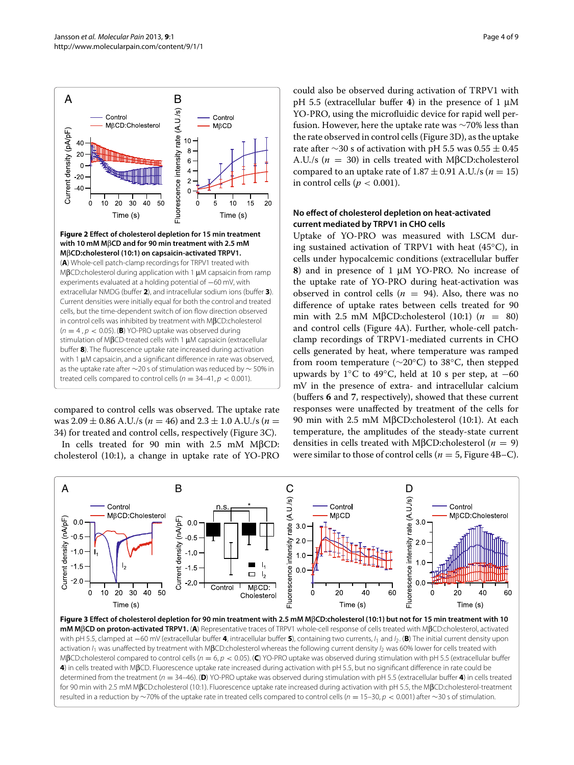A

Control

MβCD:Cholesterol

Current density (pA/pF)

40

20

0

-20

-40

0 10 20 30 40 50

Time (s)

B

Fluorescence intensity rate (A.U./s)

Control

MβCD

10

8

6

4

2

0

0 5 10 15 20

Time (s)

**Figure 2 Effect of cholesterol depletion for 15 min treatment with 10 mM MβCD and for 90 min treatment with 2.5 mM MβCD:cholesterol (10:1) on capsaicin-activated TRPV1.** (**A**) Whole-cell patch-clamp recordings for TRPV1 treated with MβCD:cholesterol during application with 1 μM capsaicin from ramp experiments evaluated at a holding potential of −60 mV, with extracellular NMDG (buffer **2**), and intracellular sodium ions (buffer **3**). Current densities were initially equal for both the control and treated cells, but the time-dependent switch of ion flow direction observed in control cells was inhibited by treatment with MβCD:cholesterol ($n = 4$, $p < 0.05$). (**B**) YO-PRO uptake was observed during stimulation of MβCD-treated cells with 1 μM capsaicin (extracellular buffer **8**). The fluorescence uptake rate increased during activation with 1 μM capsaicin, and a significant difference in rate was observed, as the uptake rate after ∼20 s of stimulation was reduced by ∼ 50% in treated cells compared to control cells ($n = 34$–41, $p < 0.001$).

compared to control cells was observed. The uptake rate was 2.09 ± 0.86 A.U./s ($n = 46$) and 2.3 ± 1.0 A.U./s ($n = 34$) for treated and control cells, respectively (Figure 3C).

In cells treated for 90 min with 2.5 mM MβCD: cholesterol (10:1), a change in uptake rate of YO-PRO could also be observed during activation of TRPV1 with pH 5.5 (extracellular buffer **4**) in the presence of 1 μM YO-PRO, using the microfluidic device for rapid well perfusion. However, here the uptake rate was ∼70% less than the rate observed in control cells (Figure 3D), as the uptake rate after ∼30 s of activation with pH 5.5 was 0.55 ± 0.45 A.U./s ($n = 30$) in cells treated with MβCD:cholesterol compared to an uptake rate of 1.87 ± 0.91 A.U./s ($n = 15$) in control cells ($p < 0.001$).

### No effect of cholesterol depletion on heat-activated current mediated by TRPV1 in CHO cells

Uptake of YO-PRO was measured with LSCM during sustained activation of TRPV1 with heat (45°C), in cells under hypocalcemic conditions (extracellular buffer **8**) and in presence of 1 μM YO-PRO. No increase of the uptake rate of YO-PRO during heat-activation was observed in control cells ($n = 94$). Also, there was no difference of uptake rates between cells treated for 90 min with 2.5 mM MβCD:cholesterol (10:1) ($n = 80$) and control cells (Figure 4A). Further, whole-cell patch-clamp recordings of TRPV1-mediated currents in CHO cells generated by heat, where temperature was ramped from room temperature (∼20°C) to 38°C, then stepped upwards by 1°C to 49°C, held at 10 s per step, at −60 mV in the presence of extra- and intracellular calcium (buffers **6** and **7**, respectively), showed that these current responses were unaffected by treatment of the cells for 90 min with 2.5 mM MβCD:cholesterol (10:1). At each temperature, the amplitudes of the steady-state current densities in cells treated with MβCD:cholesterol ($n = 9$) were similar to those of control cells ($n = 5$, Figure 4B–C).

A

Control

MβCD:Cholesterol

Current density (nA/pF)

0.0

-0.5

-1.0

-1.5

-2.0

$I_1$

$I_2$

0 10 20 30 40 50

Time (s)

B

n.s.

*

Current density (nA/pF)

0.0

-0.5

-1.0

-1.5

-2.0

$I_1$

$I_2$

Control

MβCD: Cholesterol

C

Fluorescence intensity rate (A.U./s)

Control

MβCD

3.0

2.0

1.0

0.0

0 20 40 60

Time (s)

D

Fluorescence intensity rate (A.U./s)

Control

MβCD:Cholesterol

3.0

2.0

1.0

0.0

0 20 40 60

Time (s)

**Figure 3 Effect of cholesterol depletion for 90 min treatment with 2.5 mM MβCD:cholesterol (10:1) but not for 15 min treatment with 10 mM MβCD on proton-activated TRPV1.** (**A**) Representative traces of TRPV1 whole-cell response of cells treated with MβCD:cholesterol, activated with pH 5.5, clamped at −60 mV (extracellular buffer **4**, intracellular buffer **5**), containing two currents, $I_1$ and $I_2$. (**B**) The initial current density upon activation $I_1$ was unaffected by treatment with MβCD:cholesterol whereas the following current density $I_2$ was 60% lower for cells treated with MβCD:cholesterol compared to control cells ($n = 6$, $p < 0.05$). (**C**) YO-PRO uptake was observed during stimulation with pH 5.5 (extracellular buffer **4**) in cells treated with MβCD. Fluorescence uptake rate increased during activation with pH 5.5, but no significant difference in rate could be determined from the treatment ($n = 34$–46). (**D**) YO-PRO uptake was observed during stimulation with pH 5.5 (extracellular buffer **4**) in cells treated for 90 min with 2.5 mM MβCD:cholesterol (10:1). Fluorescence uptake rate increased during activation with pH 5.5, the MβCD:cholesterol-treatment resulted in a reduction by ∼70% of the uptake rate in treated cells compared to control cells ($n = 15$–30, $p < 0.001$) after ∼30 s of stimulation.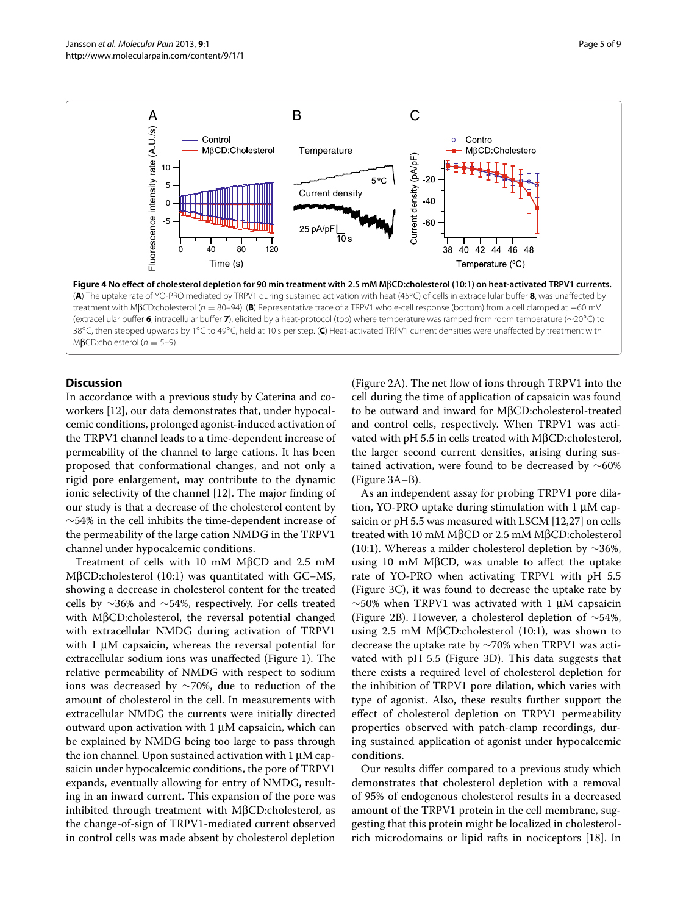A

Fluorescence intensity rate (A.U./s)

10

5

0

-5

0 40 80 120

Time (s)

Control

MβCD:Cholesterol

B

Temperature

5°C

Current density

25 pA/pF

10 s

C

Control

MβCD:Cholesterol

Current density (pA/pF)

-20

-40

-60

38 40 42 44 46 48

Temperature (°C)

**Figure 4 No effect of cholesterol depletion for 90 min treatment with 2.5 mM MβCD:cholesterol (10:1) on heat-activated TRPV1 currents.** (**A**) The uptake rate of YO-PRO mediated by TRPV1 during sustained activation with heat (45°C) of cells in extracellular buffer **8**, was unaffected by treatment with MβCD:cholesterol ($n = 80$–$94$). (**B**) Representative trace of a TRPV1 whole-cell response (bottom) from a cell clamped at −60 mV (extracellular buffer **6**, intracellular buffer **7**), elicited by a heat-protocol (top) where temperature was ramped from room temperature (∼20°C) to 38°C, then stepped upwards by 1°C to 49°C, held at 10 s per step. (**C**) Heat-activated TRPV1 current densities were unaffected by treatment with MβCD:cholesterol ($n = 5$–$9$).

## Discussion

In accordance with a previous study by Caterina and coworkers [12], our data demonstrates that, under hypocalcemic conditions, prolonged agonist-induced activation of the TRPV1 channel leads to a time-dependent increase of permeability of the channel to large cations. It has been proposed that conformational changes, and not only a rigid pore enlargement, may contribute to the dynamic ionic selectivity of the channel [12]. The major finding of our study is that a decrease of the cholesterol content by ∼54% in the cell inhibits the time-dependent increase of the permeability of the large cation NMDG in the TRPV1 channel under hypocalcemic conditions.

Treatment of cells with 10 mM MβCD and 2.5 mM MβCD:cholesterol (10:1) was quantitated with GC–MS, showing a decrease in cholesterol content for the treated cells by ∼36% and ∼54%, respectively. For cells treated with MβCD:cholesterol, the reversal potential changed with extracellular NMDG during activation of TRPV1 with 1 μM capsaicin, whereas the reversal potential for extracellular sodium ions was unaffected (Figure 1). The relative permeability of NMDG with respect to sodium ions was decreased by ∼70%, due to reduction of the amount of cholesterol in the cell. In measurements with extracellular NMDG the currents were initially directed outward upon activation with 1 μM capsaicin, which can be explained by NMDG being too large to pass through the ion channel. Upon sustained activation with 1 μM capsaicin under hypocalcemic conditions, the pore of TRPV1 expands, eventually allowing for entry of NMDG, resulting in an inward current. This expansion of the pore was inhibited through treatment with MβCD:cholesterol, as the change-of-sign of TRPV1-mediated current observed in control cells was made absent by cholesterol depletion (Figure 2A). The net flow of ions through TRPV1 into the cell during the time of application of capsaicin was found to be outward and inward for MβCD:cholesterol-treated and control cells, respectively. When TRPV1 was activated with pH 5.5 in cells treated with MβCD:cholesterol, the larger second current densities, arising during sustained activation, were found to be decreased by ∼60% (Figure 3A–B).

As an independent assay for probing TRPV1 pore dilation, YO-PRO uptake during stimulation with 1 μM capsaicin or pH 5.5 was measured with LSCM [12,27] on cells treated with 10 mM MβCD or 2.5 mM MβCD:cholesterol (10:1). Whereas a milder cholesterol depletion by ∼36%, using 10 mM MβCD, was unable to affect the uptake rate of YO-PRO when activating TRPV1 with pH 5.5 (Figure 3C), it was found to decrease the uptake rate by ∼50% when TRPV1 was activated with 1 μM capsaicin (Figure 2B). However, a cholesterol depletion of ∼54%, using 2.5 mM MβCD:cholesterol (10:1), was shown to decrease the uptake rate by ∼70% when TRPV1 was activated with pH 5.5 (Figure 3D). This data suggests that there exists a required level of cholesterol depletion for the inhibition of TRPV1 pore dilation, which varies with type of agonist. Also, these results further support the effect of cholesterol depletion on TRPV1 permeability properties observed with patch-clamp recordings, during sustained application of agonist under hypocalcemic conditions.

Our results differ compared to a previous study which demonstrates that cholesterol depletion with a removal of 95% of endogenous cholesterol results in a decreased amount of the TRPV1 protein in the cell membrane, suggesting that this protein might be localized in cholesterol-rich microdomains or lipid rafts in nociceptors [18]. In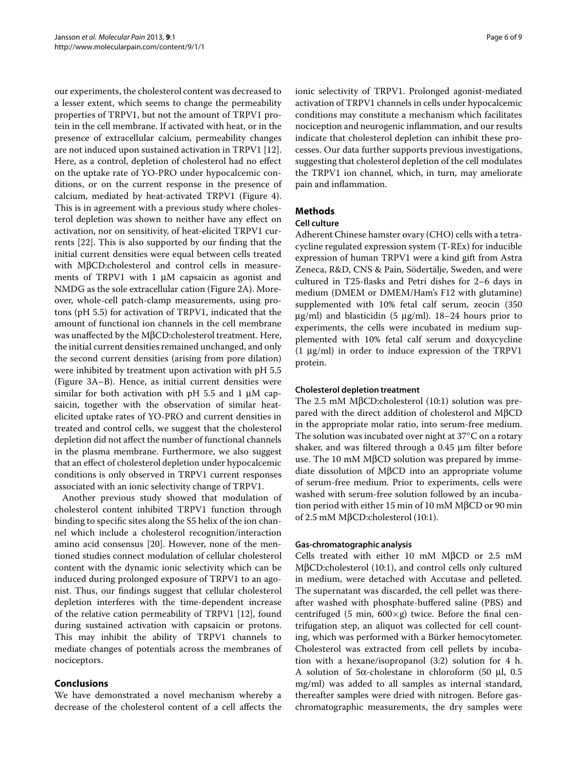our experiments, the cholesterol content was decreased to a lesser extent, which seems to change the permeability properties of TRPV1, but not the amount of TRPV1 protein in the cell membrane. If activated with heat, or in the presence of extracellular calcium, permeability changes are not induced upon sustained activation in TRPV1 [12]. Here, as a control, depletion of cholesterol had no effect on the uptake rate of YO-PRO under hypocalcemic conditions, or on the current response in the presence of calcium, mediated by heat-activated TRPV1 (Figure 4). This is in agreement with a previous study where cholesterol depletion was shown to neither have any effect on activation, nor on sensitivity, of heat-elicited TRPV1 currents [22]. This is also supported by our finding that the initial current densities were equal between cells treated with MβCD:cholesterol and control cells in measurements of TRPV1 with 1 μM capsaicin as agonist and NMDG as the sole extracellular cation (Figure 2A). Moreover, whole-cell patch-clamp measurements, using protons (pH 5.5) for activation of TRPV1, indicated that the amount of functional ion channels in the cell membrane was unaffected by the MβCD:cholesterol treatment. Here, the initial current densities remained unchanged, and only the second current densities (arising from pore dilation) were inhibited by treatment upon activation with pH 5.5 (Figure 3A–B). Hence, as initial current densities were similar for both activation with pH 5.5 and 1 μM capsaicin, together with the observation of similar heat-elicited uptake rates of YO-PRO and current densities in treated and control cells, we suggest that the cholesterol depletion did not affect the number of functional channels in the plasma membrane. Furthermore, we also suggest that an effect of cholesterol depletion under hypocalcemic conditions is only observed in TRPV1 current responses associated with an ionic selectivity change of TRPV1.

Another previous study showed that modulation of cholesterol content inhibited TRPV1 function through binding to specific sites along the S5 helix of the ion channel which include a cholesterol recognition/interaction amino acid consensus [20]. However, none of the mentioned studies connect modulation of cellular cholesterol content with the dynamic ionic selectivity which can be induced during prolonged exposure of TRPV1 to an agonist. Thus, our findings suggest that cellular cholesterol depletion interferes with the time-dependent increase of the relative cation permeability of TRPV1 [12], found during sustained activation with capsaicin or protons. This may inhibit the ability of TRPV1 channels to mediate changes of potentials across the membranes of nociceptors.

## Conclusions

We have demonstrated a novel mechanism whereby a decrease of the cholesterol content of a cell affects the ionic selectivity of TRPV1. Prolonged agonist-mediated activation of TRPV1 channels in cells under hypocalcemic conditions may constitute a mechanism which facilitates nociception and neurogenic inflammation, and our results indicate that cholesterol depletion can inhibit these processes. Our data further supports previous investigations, suggesting that cholesterol depletion of the cell modulates the TRPV1 ion channel, which, in turn, may ameliorate pain and inflammation.

## Methods

### Cell culture

Adherent Chinese hamster ovary (CHO) cells with a tetracycline regulated expression system (T-REx) for inducible expression of human TRPV1 were a kind gift from Astra Zeneca, R&D, CNS & Pain, Södertälje, Sweden, and were cultured in T25-flasks and Petri dishes for 2–6 days in medium (DMEM or DMEM/Ham's F12 with glutamine) supplemented with 10% fetal calf serum, zeocin (350 μg/ml) and blasticidin (5 μg/ml). 18–24 hours prior to experiments, the cells were incubated in medium supplemented with 10% fetal calf serum and doxycycline (1 μg/ml) in order to induce expression of the TRPV1 protein.

### Cholesterol depletion treatment

The 2.5 mM MβCD:cholesterol (10:1) solution was prepared with the direct addition of cholesterol and MβCD in the appropriate molar ratio, into serum-free medium. The solution was incubated over night at 37°C on a rotary shaker, and was filtered through a 0.45 μm filter before use. The 10 mM MβCD solution was prepared by immediate dissolution of MβCD into an appropriate volume of serum-free medium. Prior to experiments, cells were washed with serum-free solution followed by an incubation period with either 15 min of 10 mM MβCD or 90 min of 2.5 mM MβCD:cholesterol (10:1).

### Gas-chromatographic analysis

Cells treated with either 10 mM MβCD or 2.5 mM MβCD:cholesterol (10:1), and control cells only cultured in medium, were detached with Accutase and pelleted. The supernatant was discarded, the cell pellet was thereafter washed with phosphate-buffered saline (PBS) and centrifuged (5 min, 600×g) twice. Before the final centrifugation step, an aliquot was collected for cell counting, which was performed with a Bürker hemocytometer. Cholesterol was extracted from cell pellets by incubation with a hexane/isopropanol (3:2) solution for 4 h. A solution of 5α-cholestane in chloroform (50 μl, 0.5 mg/ml) was added to all samples as internal standard, thereafter samples were dried with nitrogen. Before gas-chromatographic measurements, the dry samples were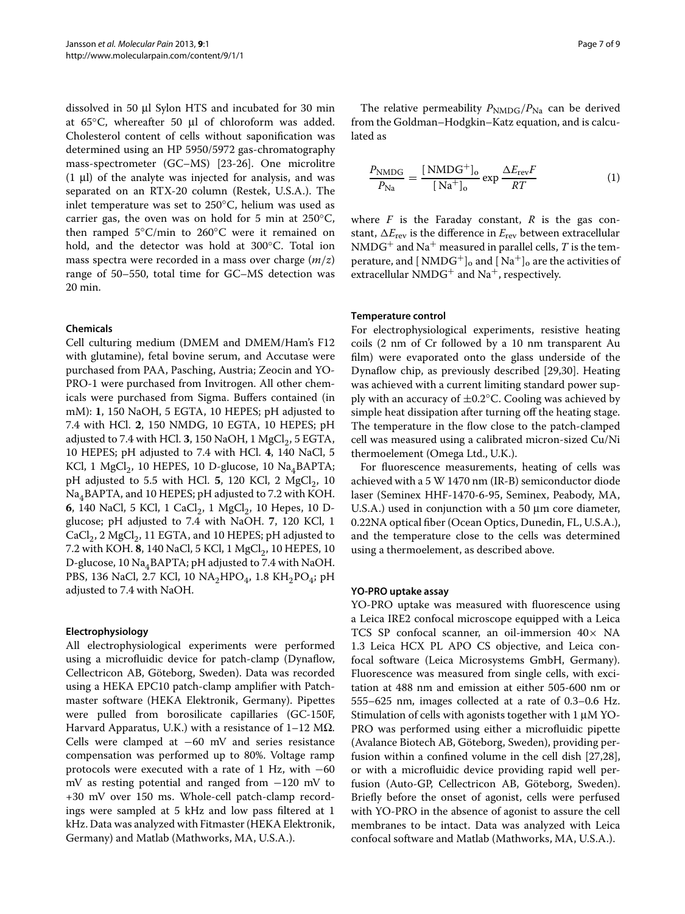dissolved in 50 μl Sylon HTS and incubated for 30 min at 65°C, whereafter 50 μl of chloroform was added. Cholesterol content of cells without saponification was determined using an HP 5950/5972 gas-chromatography mass-spectrometer (GC–MS) [23-26]. One microlitre (1 μl) of the analyte was injected for analysis, and was separated on an RTX-20 column (Restek, U.S.A.). The inlet temperature was set to 250°C, helium was used as carrier gas, the oven was on hold for 5 min at 250°C, then ramped 5°C/min to 260°C were it remained on hold, and the detector was hold at 300°C. Total ion mass spectra were recorded in a mass over charge ($m/z$) range of 50–550, total time for GC–MS detection was 20 min.

#### Chemicals

Cell culturing medium (DMEM and DMEM/Ham's F12 with glutamine), fetal bovine serum, and Accutase were purchased from PAA, Pasching, Austria; Zeocin and YO-PRO-1 were purchased from Invitrogen. All other chemicals were purchased from Sigma. Buffers contained (in mM): **1**, 150 NaOH, 5 EGTA, 10 HEPES; pH adjusted to 7.4 with HCl. **2**, 150 NMDG, 10 EGTA, 10 HEPES; pH adjusted to 7.4 with HCl. **3**, 150 NaOH, 1 $MgCl_2$, 5 EGTA, 10 HEPES; pH adjusted to 7.4 with HCl. **4**, 140 NaCl, 5 KCl, 1 $MgCl_2$, 10 HEPES, 10 D-glucose, 10 $Na_4$BAPTA; pH adjusted to 5.5 with HCl. **5**, 120 KCl, 2 $MgCl_2$, 10 $Na_4$BAPTA, and 10 HEPES; pH adjusted to 7.2 with KOH. **6**, 140 NaCl, 5 KCl, 1 $CaCl_2$, 1 $MgCl_2$, 10 Hepes, 10 D-glucose; pH adjusted to 7.4 with NaOH. **7**, 120 KCl, 1 $CaCl_2$, 2 $MgCl_2$, 11 EGTA, and 10 HEPES; pH adjusted to 7.2 with KOH. **8**, 140 NaCl, 5 KCl, 1 $MgCl_2$, 10 HEPES, 10 D-glucose, 10 $Na_4$BAPTA; pH adjusted to 7.4 with NaOH. PBS, 136 NaCl, 2.7 KCl, 10 $NA_2HPO_4$, 1.8 $KH_2PO_4$; pH adjusted to 7.4 with NaOH.

#### Electrophysiology

All electrophysiological experiments were performed using a microfluidic device for patch-clamp (Dynaflow, Cellectricon AB, Göteborg, Sweden). Data was recorded using a HEKA EPC10 patch-clamp amplifier with Patchmaster software (HEKA Elektronik, Germany). Pipettes were pulled from borosilicate capillaries (GC-150F, Harvard Apparatus, U.K.) with a resistance of 1–12 MΩ. Cells were clamped at −60 mV and series resistance compensation was performed up to 80%. Voltage ramp protocols were executed with a rate of 1 Hz, with −60 mV as resting potential and ranged from −120 mV to +30 mV over 150 ms. Whole-cell patch-clamp recordings were sampled at 5 kHz and low pass filtered at 1 kHz. Data was analyzed with Fitmaster (HEKA Elektronik, Germany) and Matlab (Mathworks, MA, U.S.A.).

The relative permeability $P_{\text{NMDG}}/P_{\text{Na}}$ can be derived from the Goldman–Hodgkin–Katz equation, and is calculated as

$$\frac{P_{\text{NMDG}}}{P_{\text{Na}}} = \frac{[\text{NMDG}^+]_o}{[\text{Na}^+]_o} \exp \frac{\Delta E_{\text{rev}} F}{RT} \quad (1)$$

where $F$ is the Faraday constant, $R$ is the gas constant, $\Delta E_{\text{rev}}$ is the difference in $E_{\text{rev}}$ between extracellular $\text{NMDG}^+$ and $\text{Na}^+$ measured in parallel cells, $T$ is the temperature, and $[\text{NMDG}^+]_o$ and $[\text{Na}^+]_o$ are the activities of extracellular $\text{NMDG}^+$ and $\text{Na}^+$, respectively.

#### Temperature control

For electrophysiological experiments, resistive heating coils (2 nm of Cr followed by a 10 nm transparent Au film) were evaporated onto the glass underside of the Dynaflow chip, as previously described [29,30]. Heating was achieved with a current limiting standard power supply with an accuracy of ±0.2°C. Cooling was achieved by simple heat dissipation after turning off the heating stage. The temperature in the flow close to the patch-clamped cell was measured using a calibrated micron-sized Cu/Ni thermoelement (Omega Ltd., U.K.).

For fluorescence measurements, heating of cells was achieved with a 5 W 1470 nm (IR-B) semiconductor diode laser (Seminex HHF-1470-6-95, Seminex, Peabody, MA, U.S.A.) used in conjunction with a 50 μm core diameter, 0.22NA optical fiber (Ocean Optics, Dunedin, FL, U.S.A.), and the temperature close to the cells was determined using a thermoelement, as described above.

#### YO-PRO uptake assay

YO-PRO uptake was measured with fluorescence using a Leica IRE2 confocal microscope equipped with a Leica TCS SP confocal scanner, an oil-immersion 40× NA 1.3 Leica HCX PL APO CS objective, and Leica confocal software (Leica Microsystems GmbH, Germany). Fluorescence was measured from single cells, with excitation at 488 nm and emission at either 505-600 nm or 555–625 nm, images collected at a rate of 0.3–0.6 Hz. Stimulation of cells with agonists together with 1 μM YO-PRO was performed using either a microfluidic pipette (Avalance Biotech AB, Göteborg, Sweden), providing perfusion within a confined volume in the cell dish [27,28], or with a microfluidic device providing rapid well perfusion (Auto-GP, Cellectricon AB, Göteborg, Sweden). Briefly before the onset of agonist, cells were perfused with YO-PRO in the absence of agonist to assure the cell membranes to be intact. Data was analyzed with Leica confocal software and Matlab (Mathworks, MA, U.S.A.).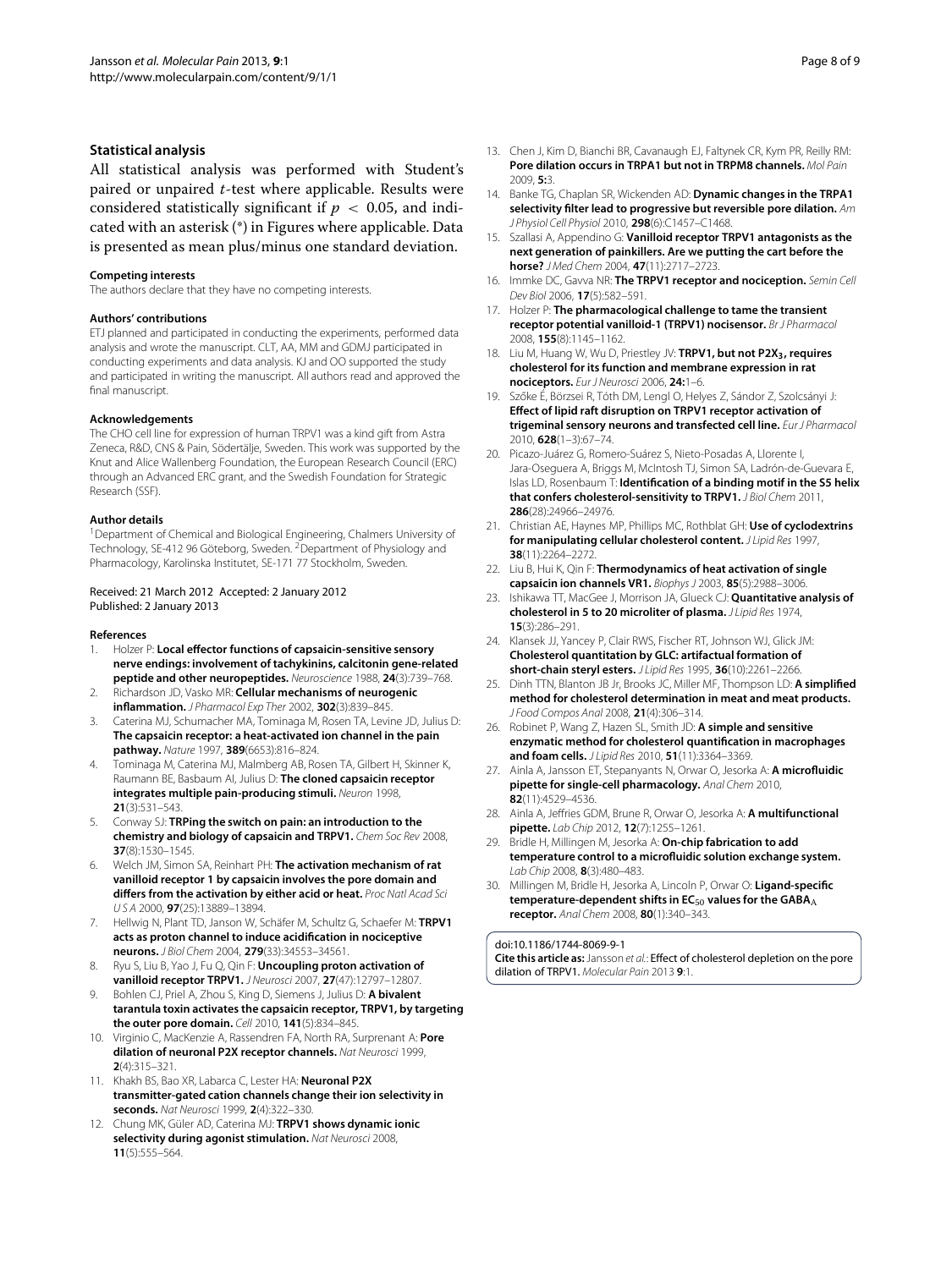### Statistical analysis

All statistical analysis was performed with Student's paired or unpaired $t$-test where applicable. Results were considered statistically significant if $p < 0.05$, and indicated with an asterisk (*) in Figures where applicable. Data is presented as mean plus/minus one standard deviation.

#### Competing interests

The authors declare that they have no competing interests.

#### Authors' contributions

ETJ planned and participated in conducting the experiments, performed data analysis and wrote the manuscript. CLT, AA, MM and GDMJ participated in conducting experiments and data analysis. KJ and OO supported the study and participated in writing the manuscript. All authors read and approved the final manuscript.

#### Acknowledgements

The CHO cell line for expression of human TRPV1 was a kind gift from Astra Zeneca, R&D, CNS & Pain, Södertälje, Sweden. This work was supported by the Knut and Alice Wallenberg Foundation, the European Research Council (ERC) through an Advanced ERC grant, and the Swedish Foundation for Strategic Research (SSF).

#### Author details

[1]Department of Chemical and Biological Engineering, Chalmers University of Technology, SE-412 96 Göteborg, Sweden. [2]Department of Physiology and Pharmacology, Karolinska Institutet, SE-171 77 Stockholm, Sweden.

Received: 21 March 2012 Accepted: 2 January 2012
Published: 2 January 2013

#### References

1. Holzer P: **Local effector functions of capsaicin-sensitive sensory nerve endings: involvement of tachykinins, calcitonin gene-related peptide and other neuropeptides.** *Neuroscience* 1988, **24**(3):739–768.
2. Richardson JD, Vasko MR: **Cellular mechanisms of neurogenic inflammation.** *J Pharmacol Exp Ther* 2002, **302**(3):839–845.
3. Caterina MJ, Schumacher MA, Tominaga M, Rosen TA, Levine JD, Julius D: **The capsaicin receptor: a heat-activated ion channel in the pain pathway.** *Nature* 1997, **389**(6653):816–824.
4. Tominaga M, Caterina MJ, Malmberg AB, Rosen TA, Gilbert H, Skinner K, Raumann BE, Basbaum AI, Julius D: **The cloned capsaicin receptor integrates multiple pain-producing stimuli.** *Neuron* 1998, **21**(3):531–543.
5. Conway SJ: **TRPing the switch on pain: an introduction to the chemistry and biology of capsaicin and TRPV1.** *Chem Soc Rev* 2008, **37**(8):1530–1545.
6. Welch JM, Simon SA, Reinhart PH: **The activation mechanism of rat vanilloid receptor 1 by capsaicin involves the pore domain and differs from the activation by either acid or heat.** *Proc Natl Acad Sci U S A* 2000, **97**(25):13889–13894.
7. Hellwig N, Plant TD, Janson W, Schäfer M, Schultz G, Schaefer M: **TRPV1 acts as proton channel to induce acidification in nociceptive neurons.** *J Biol Chem* 2004, **279**(33):34553–34561.
8. Ryu S, Liu B, Yao J, Fu Q, Qin F: **Uncoupling proton activation of vanilloid receptor TRPV1.** *J Neurosci* 2007, **27**(47):12797–12807.
9. Bohlen CJ, Priel A, Zhou S, King D, Siemens J, Julius D: **A bivalent tarantula toxin activates the capsaicin receptor, TRPV1, by targeting the outer pore domain.** *Cell* 2010, **141**(5):834–845.
10. Virginio C, MacKenzie A, Rassendren FA, North RA, Surprenant A: **Pore dilation of neuronal P2X receptor channels.** *Nat Neurosci* 1999, **2**(4):315–321.
11. Khakh BS, Bao XR, Labarca C, Lester HA: **Neuronal P2X transmitter-gated cation channels change their ion selectivity in seconds.** *Nat Neurosci* 1999, **2**(4):322–330.
12. Chung MK, Güler AD, Caterina MJ: **TRPV1 shows dynamic ionic selectivity during agonist stimulation.** *Nat Neurosci* 2008, **11**(5):555–564.
13. Chen J, Kim D, Bianchi BR, Cavanaugh EJ, Faltynek CR, Kym PR, Reilly RM: **Pore dilation occurs in TRPA1 but not in TRPM8 channels.** *Mol Pain* 2009, **5:**3.
14. Banke TG, Chaplan SR, Wickenden AD: **Dynamic changes in the TRPA1 selectivity filter lead to progressive but reversible pore dilation.** *Am J Physiol Cell Physiol* 2010, **298**(6):C1457–C1468.
15. Szallasi A, Appendino G: **Vanilloid receptor TRPV1 antagonists as the next generation of painkillers. Are we putting the cart before the horse?** *J Med Chem* 2004, **47**(11):2717–2723.
16. Immke DC, Gavva NR: **The TRPV1 receptor and nociception.** *Semin Cell Dev Biol* 2006, **17**(5):582–591.
17. Holzer P: **The pharmacological challenge to tame the transient receptor potential vanilloid-1 (TRPV1) nocisensor.** *Br J Pharmacol* 2008, **155**(8):1145–1162.
18. Liu M, Huang W, Wu D, Priestley JV: **TRPV1, but not P2X$_3$, requires cholesterol for its function and membrane expression in rat nociceptors.** *Eur J Neurosci* 2006, **24:**1–6.
19. Szőke E, Börzsei R, Tóth DM, Lengl O, Helyes Z, Sándor Z, Szolcsányi J: **Effect of lipid raft disruption on TRPV1 receptor activation of trigeminal sensory neurons and transfected cell line.** *Eur J Pharmacol* 2010, **628**(1–3):67–74.
20. Picazo-Juárez G, Romero-Suárez S, Nieto-Posadas A, Llorente I, Jara-Oseguera A, Briggs M, McIntosh TJ, Simon SA, Ladrón-de-Guevara E, Islas LD, Rosenbaum T: **Identification of a binding motif in the S5 helix that confers cholesterol-sensitivity to TRPV1.** *J Biol Chem* 2011, **286**(28):24966–24976.
21. Christian AE, Haynes MP, Phillips MC, Rothblat GH: **Use of cyclodextrins for manipulating cellular cholesterol content.** *J Lipid Res* 1997, **38**(11):2264–2272.
22. Liu B, Hui K, Qin F: **Thermodynamics of heat activation of single capsaicin ion channels VR1.** *Biophys J* 2003, **85**(5):2988–3006.
23. Ishikawa TT, MacGee J, Morrison JA, Glueck CJ: **Quantitative analysis of cholesterol in 5 to 20 microliter of plasma.** *J Lipid Res* 1974, **15**(3):286–291.
24. Klansek JJ, Yancey P, Clair RWS, Fischer RT, Johnson WJ, Glick JM: **Cholesterol quantitation by GLC: artifactual formation of short-chain steryl esters.** *J Lipid Res* 1995, **36**(10):2261–2266.
25. Dinh TTN, Blanton JB Jr, Brooks JC, Miller MF, Thompson LD: **A simplified method for cholesterol determination in meat and meat products.** *J Food Compos Anal* 2008, **21**(4):306–314.
26. Robinet P, Wang Z, Hazen SL, Smith JD: **A simple and sensitive enzymatic method for cholesterol quantification in macrophages and foam cells.** *J Lipid Res* 2010, **51**(11):3364–3369.
27. Ainla A, Jansson ET, Stepanyants N, Orwar O, Jesorka A: **A microfluidic pipette for single-cell pharmacology.** *Anal Chem* 2010, **82**(11):4529–4536.
28. Ainla A, Jeffries GDM, Brune R, Orwar O, Jesorka A: **A multifunctional pipette.** *Lab Chip* 2012, **12**(7):1255–1261.
29. Bridle H, Millingen M, Jesorka A: **On-chip fabrication to add temperature control to a microfluidic solution exchange system.** *Lab Chip* 2008, **8**(3):480–483.
30. Millingen M, Bridle H, Jesorka A, Lincoln P, Orwar O: **Ligand-specific temperature-dependent shifts in EC$_{50}$ values for the GABA$_A$ receptor.** *Anal Chem* 2008, **80**(1):340–343.

doi:10.1186/1744-8069-9-1
**Cite this article as:** Jansson *et al.*: Effect of cholesterol depletion on the pore dilation of TRPV1. *Molecular Pain* 2013 **9**:1.